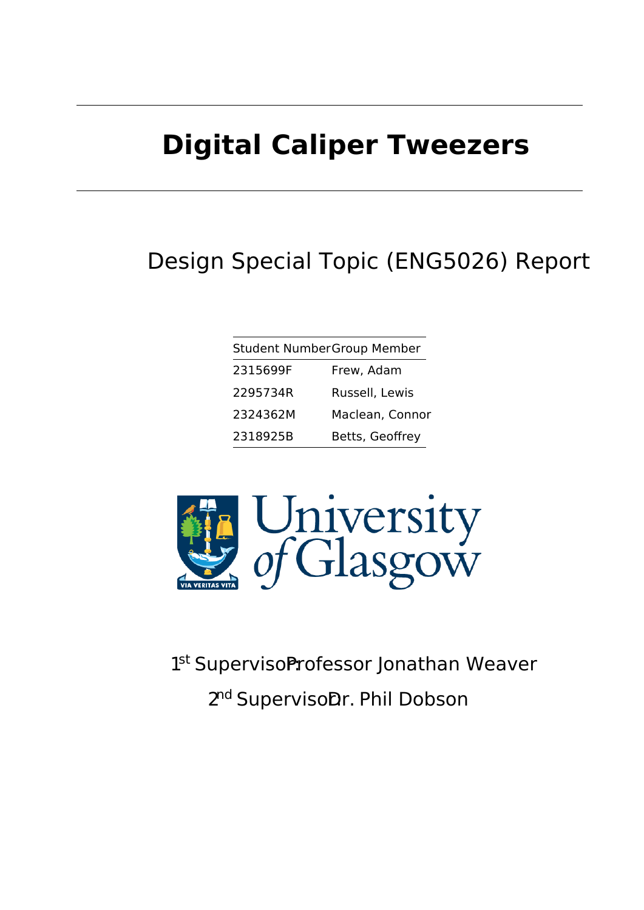# Digital Caliper Tweezers

Design Special Topic (ENG5026) Report

| Student Number | Group Member |
|---|---|
| 2315699F | Frew, Adam |
| 2295734R | Russell, Lewis |
| 2324362M | Maclean, Connor |
| 2318925B | Betts, Geoffrey |

University of Glasgow

1st Supervisor: Professor Jonathan Weaver

2nd Supervisor: Dr. Phil Dobson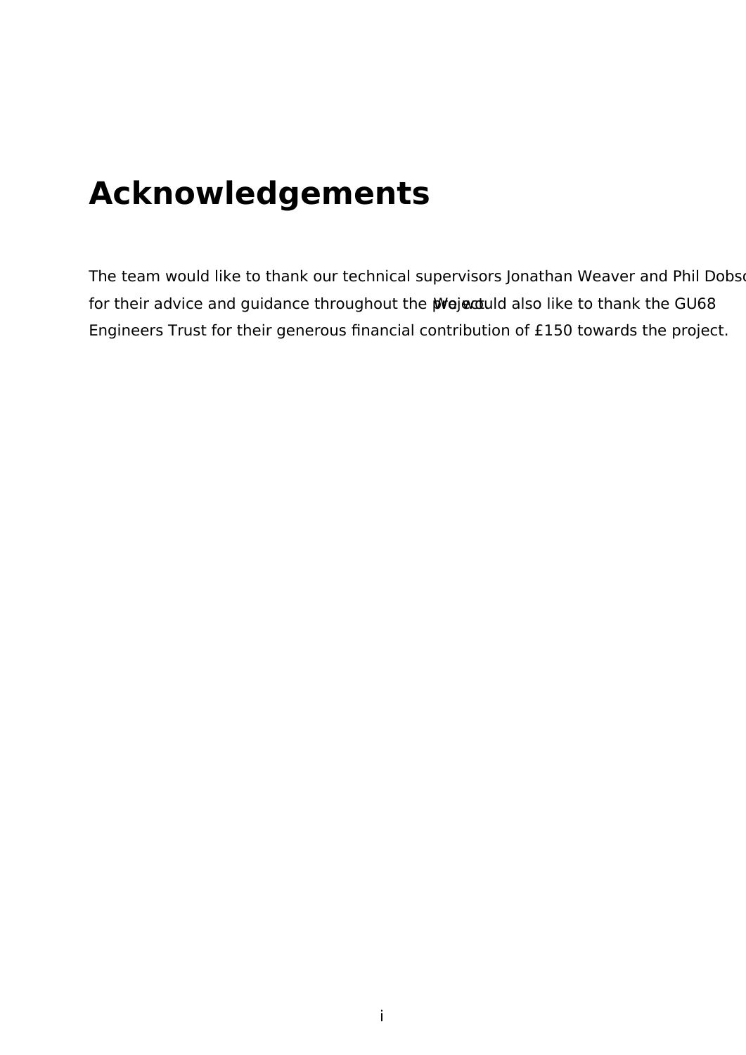# Acknowledgements

The team would like to thank our technical supervisors Jonathan Weaver and Phil Dobson for their advice and guidance throughout the project. We would also like to thank the GU68 Engineers Trust for their generous financial contribution of £150 towards the project.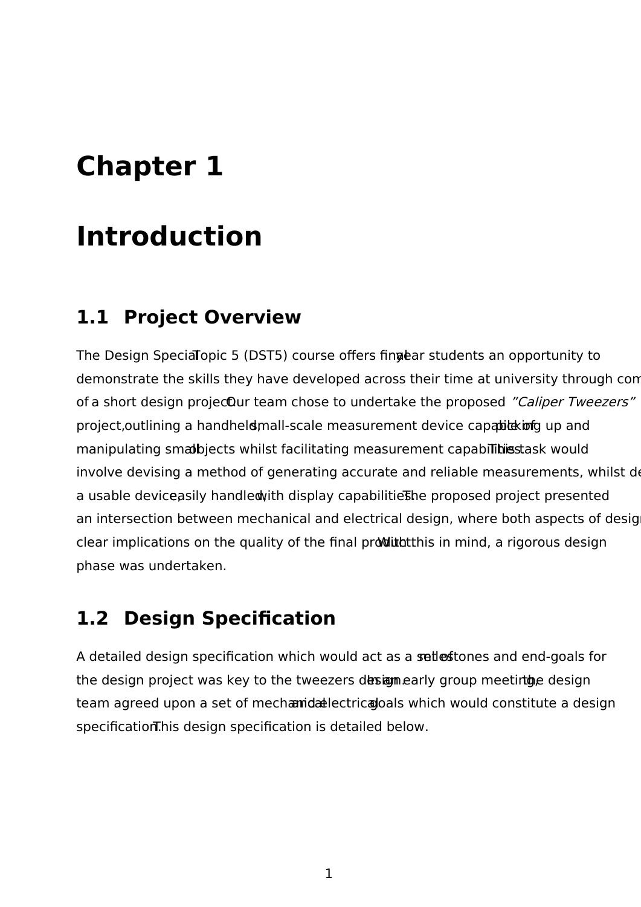# Chapter 1

# Introduction

## 1.1 Project Overview

The Design Special Topic 5 (DST5) course offers final year students an opportunity to demonstrate the skills they have developed across their time at university through com of a short design project. Our team chose to undertake the proposed *"Caliper Tweezers"* project, outlining a handheld, small-scale measurement device capable of picking up and manipulating small objects whilst facilitating measurement capabilities. This task would involve devising a method of generating accurate and reliable measurements, whilst de a usable device, easily handled, with display capabilities. The proposed project presented an intersection between mechanical and electrical design, where both aspects of design clear implications on the quality of the final product. With this in mind, a rigorous design phase was undertaken.

## 1.2 Design Specification

A detailed design specification which would act as a set of milestones and end-goals for the design project was key to the tweezers design. In an early group meeting, the design team agreed upon a set of mechanical and electrical goals which would constitute a design specification. This design specification is detailed below.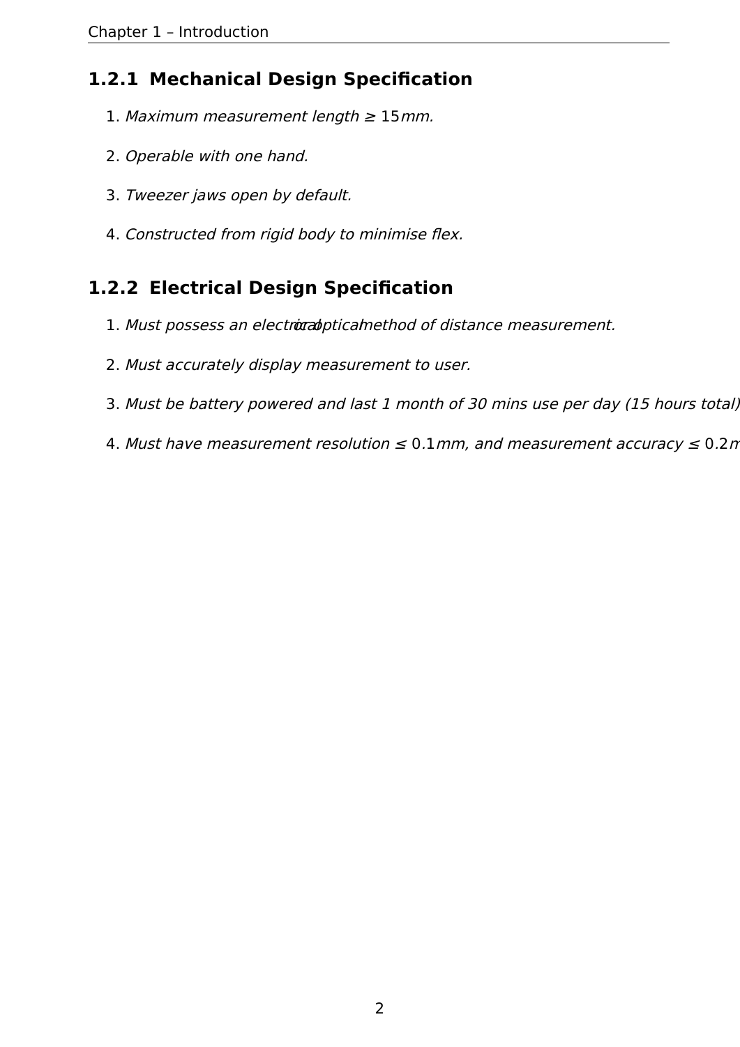### 1.2.1 Mechanical Design Specification

1. *Maximum measurement length* $\geq 15mm$*.*

2. *Operable with one hand.*

3. *Tweezer jaws open by default.*

4. *Constructed from rigid body to minimise flex.*

### 1.2.2 Electrical Design Specification

1. *Must possess an electrical or optical method of distance measurement.*

2. *Must accurately display measurement to user.*

3. *Must be battery powered and last 1 month of 30 mins use per day (15 hours total)*

4. *Must have measurement resolution* $\leq 0.1mm$*, and measurement accuracy* $\leq 0.2m$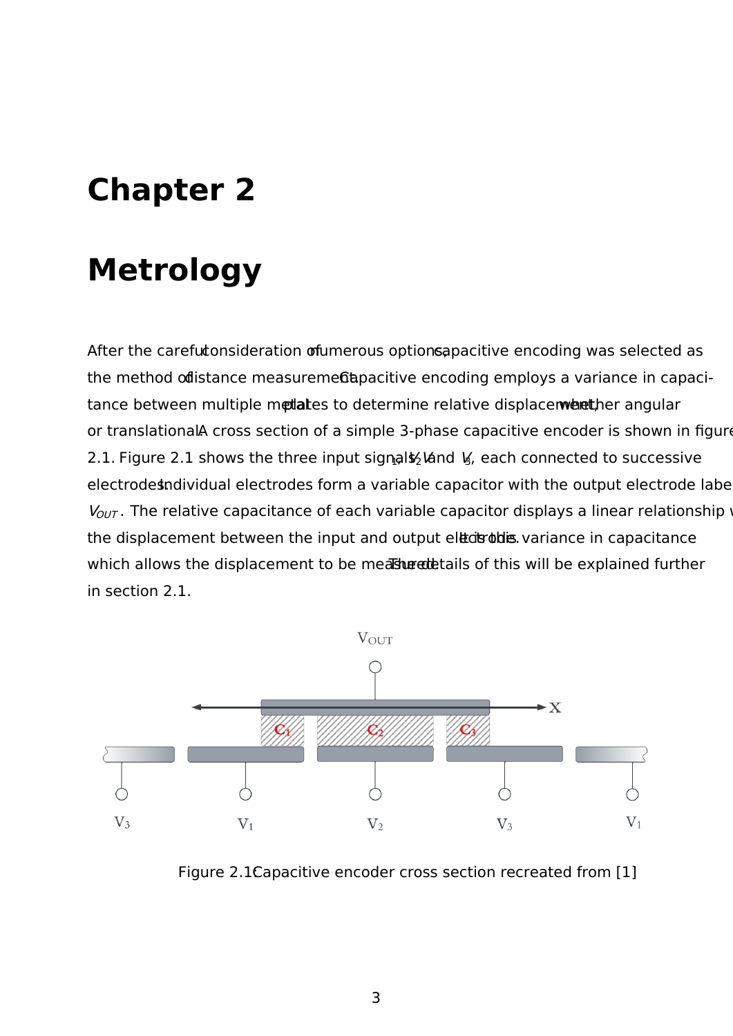# Chapter 2

# Metrology

After the careful consideration of numerous options, capacitive encoding was selected as the method of distance measurement. Capacitive encoding employs a variance in capacitance between multiple metal plates to determine relative displacement, whether angular or translational. A cross section of a simple 3-phase capacitive encoder is shown in figure 2.1. Figure 2.1 shows the three input signals $V_1$, $V_2$ and $V_3$, each connected to successive electrodes. Individual electrodes form a variable capacitor with the output electrode labelled $V_{OUT}$. The relative capacitance of each variable capacitor displays a linear relationship with the displacement between the input and output electrodes. It is this variance in capacitance which allows the displacement to be measured. The details of this will be explained further in section 2.1.

Figure 2.1: Capacitive encoder cross section recreated from [1]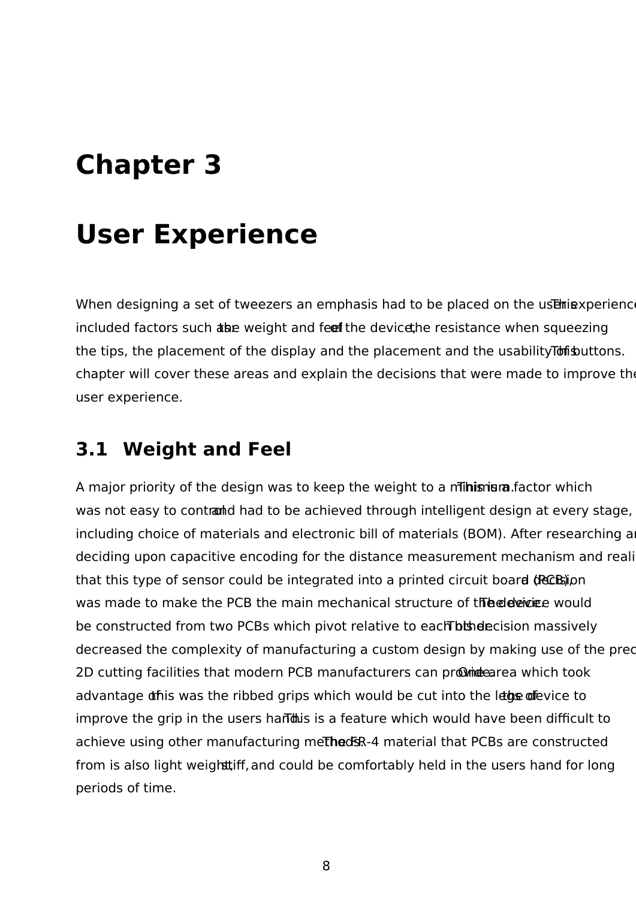# Chapter 3

# User Experience

When designing a set of tweezers an emphasis had to be placed on the user experience. This included factors such as: the weight and feel of the device, the resistance when squeezing the tips, the placement of the display and the placement and usability of buttons. This chapter will cover these areas and explain the decisions that were made to improve the user experience.

## 3.1 Weight and Feel

A major priority of the design was to keep the weight to a minimum. This is a factor which was not easy to control and had to be achieved through intelligent design at every stage, including choice of materials and electronic bill of materials (BOM). After researching and deciding upon capacitive encoding for the distance measurement mechanism and realising that this type of sensor could be integrated into a printed circuit board (PCB), a decision was made to make the PCB the main mechanical structure of the device. The device would be constructed from two PCBs which pivot relative to each other. This decision massively decreased the complexity of manufacturing a custom design by making use of the precise 2D cutting facilities that modern PCB manufacturers can provide. One area which took advantage of this was the ribbed grips which would be cut into the legs of the device to improve the grip in the users hand. This is a feature which would have been difficult to achieve using other manufacturing methods. The FR-4 material that PCBs are constructed from is also light weight, stiff, and could be comfortably held in the users hand for long periods of time.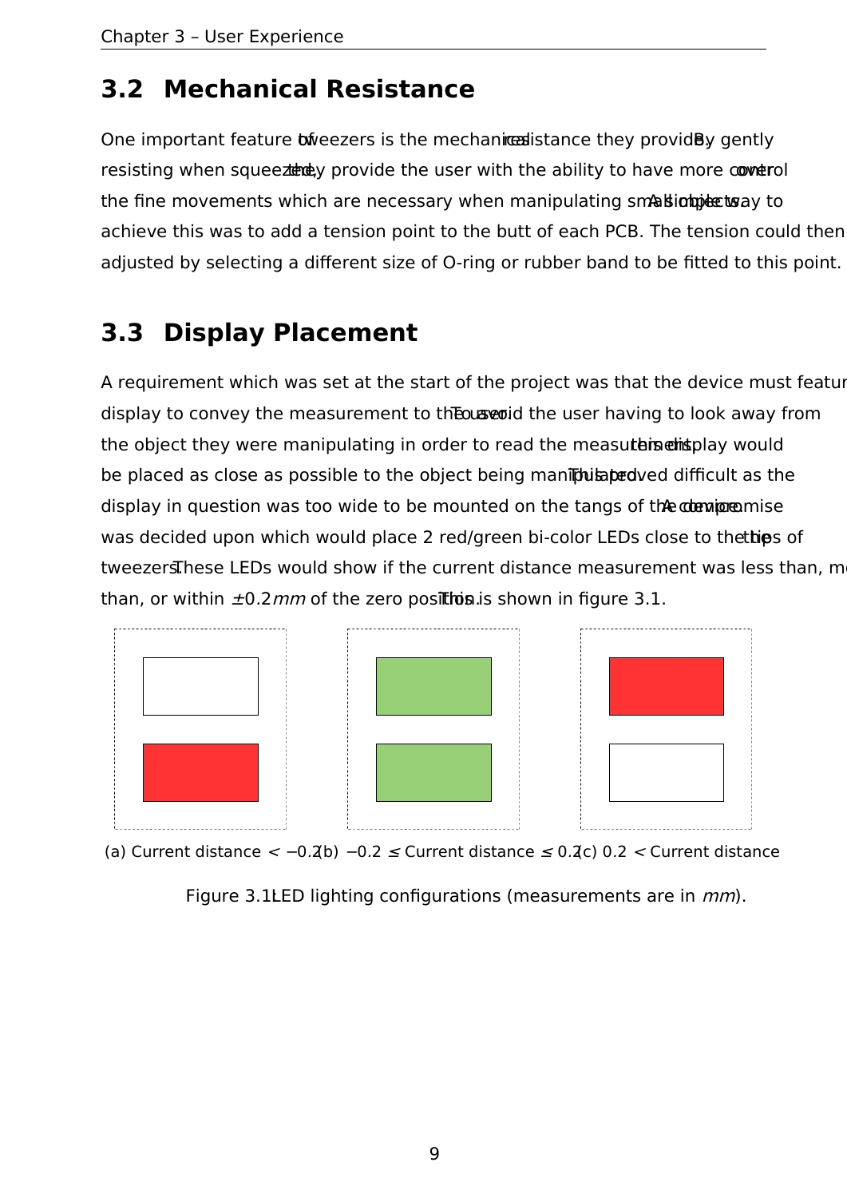## 3.2 Mechanical Resistance

One important feature of tweezers is the mechanical resistance they provide. By gently resisting when squeezed, they provide the user with the ability to have more control over the fine movements which are necessary when manipulating small objects. A simple way to achieve this was to add a tension point to the butt of each PCB. The tension could then be adjusted by selecting a different size of O-ring or rubber band to be fitted to this point.

## 3.3 Display Placement

A requirement which was set at the start of the project was that the device must feature a display to convey the measurement to the user. To avoid the user having to look away from the object they were manipulating in order to read the measurements, this display would be placed as close as possible to the object being manipulated. This proved difficult as the display in question was too wide to be mounted on the tangs of the device. A compromise was decided upon which would place 2 red/green bi-color LEDs close to the tips of the tweezers. These LEDs would show if the current distance measurement was less than, more than, or within $\pm 0.2\,mm$ of the zero position. This is shown in figure 3.1.

(a) Current distance $< -0.2$ (b) $-0.2 \leq$ Current distance $\leq 0.2$ (c) $0.2 <$ Current distance

Figure 3.1: LED lighting configurations (measurements are in $mm$).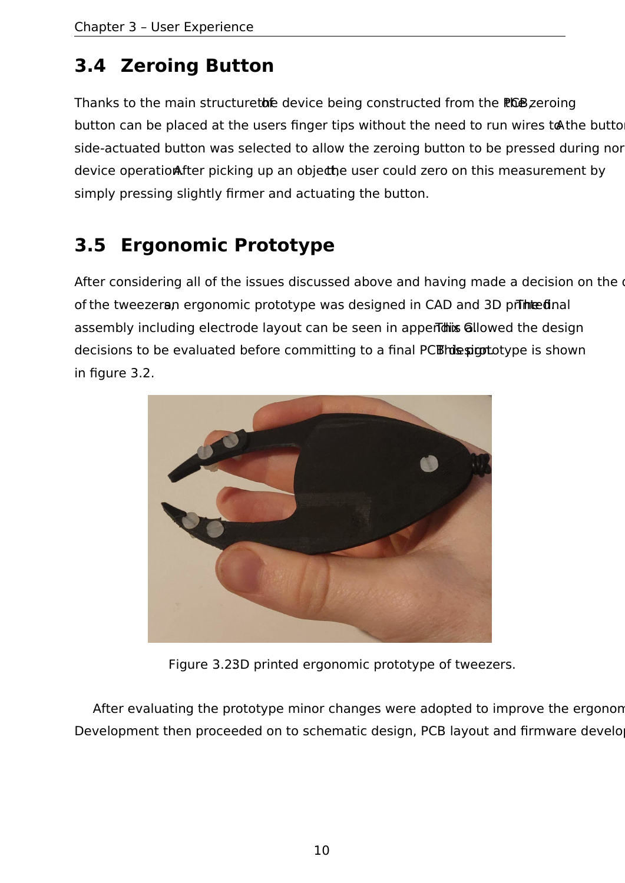## 3.4 Zeroing Button

Thanks to the main structure of the device being constructed from the PCB, the zeroing button can be placed at the users finger tips without the need to run wires to the button. A side-actuated button was selected to allow the zeroing button to be pressed during normal device operation. After picking up an object, the user could zero on this measurement by simply pressing slightly firmer and actuating the button.

## 3.5 Ergonomic Prototype

After considering all of the issues discussed above and having made a decision on the design of the tweezers, an ergonomic prototype was designed in CAD and 3D printed. The final assembly including electrode layout can be seen in appendix G. This allowed the design decisions to be evaluated before committing to a final PCB design. This prototype is shown in figure 3.2.

Figure 3.2: 3D printed ergonomic prototype of tweezers.

After evaluating the prototype minor changes were adopted to improve the ergonomics. Development then proceeded on to schematic design, PCB layout and firmware development.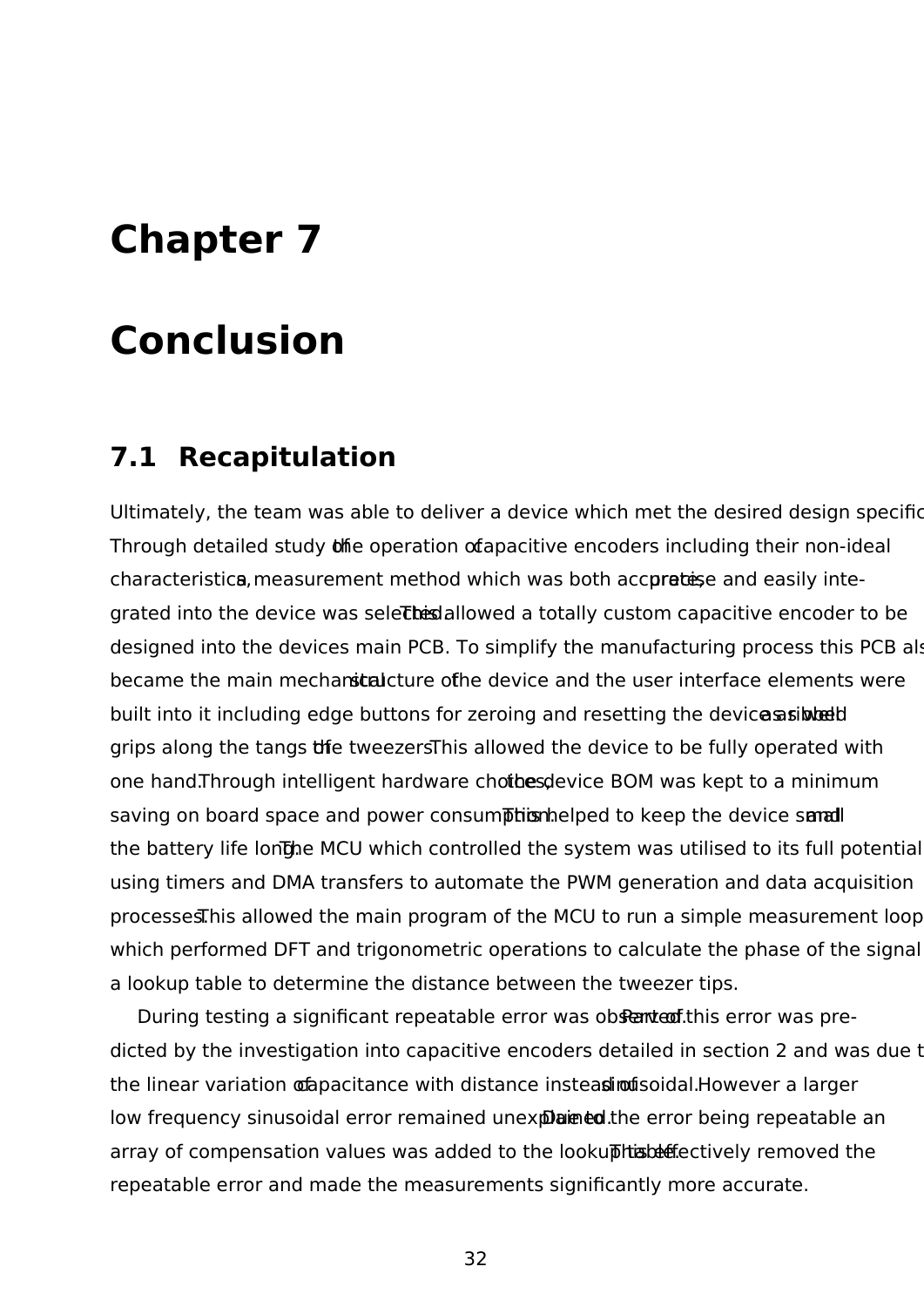# Chapter 7

# Conclusion

## 7.1 Recapitulation

Ultimately, the team was able to deliver a device which met the desired design specific Through detailed study of the operation of capacitive encoders including their non-ideal characteristics, a measurement method which was both accurate, precise and easily integrated into the device was selected. This allowed a totally custom capacitive encoder to be designed into the devices main PCB. To simplify the manufacturing process this PCB als became the main mechanical structure of the device and the user interface elements were built into it including edge buttons for zeroing and resetting the device as well as ribbed grips along the tangs of the tweezers. This allowed the device to be fully operated with one hand. Through intelligent hardware choices, the device BOM was kept to a minimum saving on board space and power consumption. This helped to keep the device small and the battery life long. The MCU which controlled the system was utilised to its full potential using timers and DMA transfers to automate the PWM generation and data acquisition processes. This allowed the main program of the MCU to run a simple measurement loop which performed DFT and trigonometric operations to calculate the phase of the signal a lookup table to determine the distance between the tweezer tips.

During testing a significant repeatable error was observed. Part of this error was predicted by the investigation into capacitive encoders detailed in section 2 and was due t the linear variation of capacitance with distance instead of sinusoidal. However a larger low frequency sinusoidal error remained unexplained. Due to the error being repeatable an array of compensation values was added to the lookup table. This effectively removed the repeatable error and made the measurements significantly more accurate.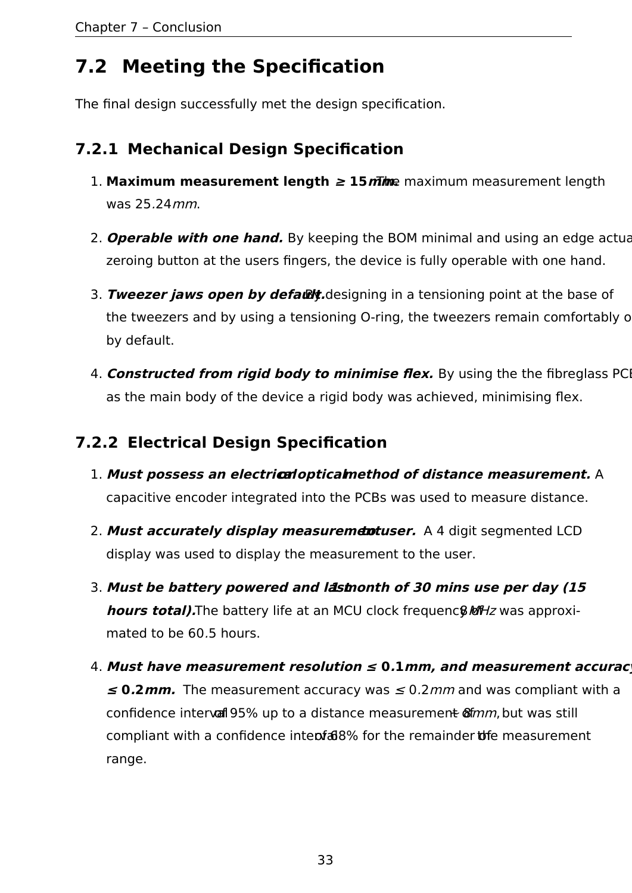## 7.2 Meeting the Specification

The final design successfully met the design specification.

### 7.2.1 Mechanical Design Specification

1. **Maximum measurement length $\geq 15mm$.** The maximum measurement length was $25.24mm$.

2. ***Operable with one hand.*** By keeping the BOM minimal and using an edge actua zeroing button at the users fingers, the device is fully operable with one hand.

3. ***Tweezer jaws open by default.*** By designing in a tensioning point at the base of the tweezers and by using a tensioning O-ring, the tweezers remain comfortably o by default.

4. ***Constructed from rigid body to minimise flex.*** By using the the fibreglass PCB as the main body of the device a rigid body was achieved, minimising flex.

### 7.2.2 Electrical Design Specification

1. ***Must possess an electrical or optical method of distance measurement.*** A capacitive encoder integrated into the PCBs was used to measure distance.

2. ***Must accurately display measurement to user.*** A 4 digit segmented LCD display was used to display the measurement to the user.

3. ***Must be battery powered and last 1 month of 30 mins use per day (15 hours total).*** The battery life at an MCU clock frequency of $8MHz$ was approximated to be 60.5 hours.

4. ***Must have measurement resolution $\leq 0.1mm$, and measurement accuracy $\leq 0.2mm$.*** The measurement accuracy was $\leq 0.2mm$ and was compliant with a confidence interval of 95% up to a distance measurement of $\approx 8mm$, but was still compliant with a confidence interval of 68% for the remainder of the measurement range.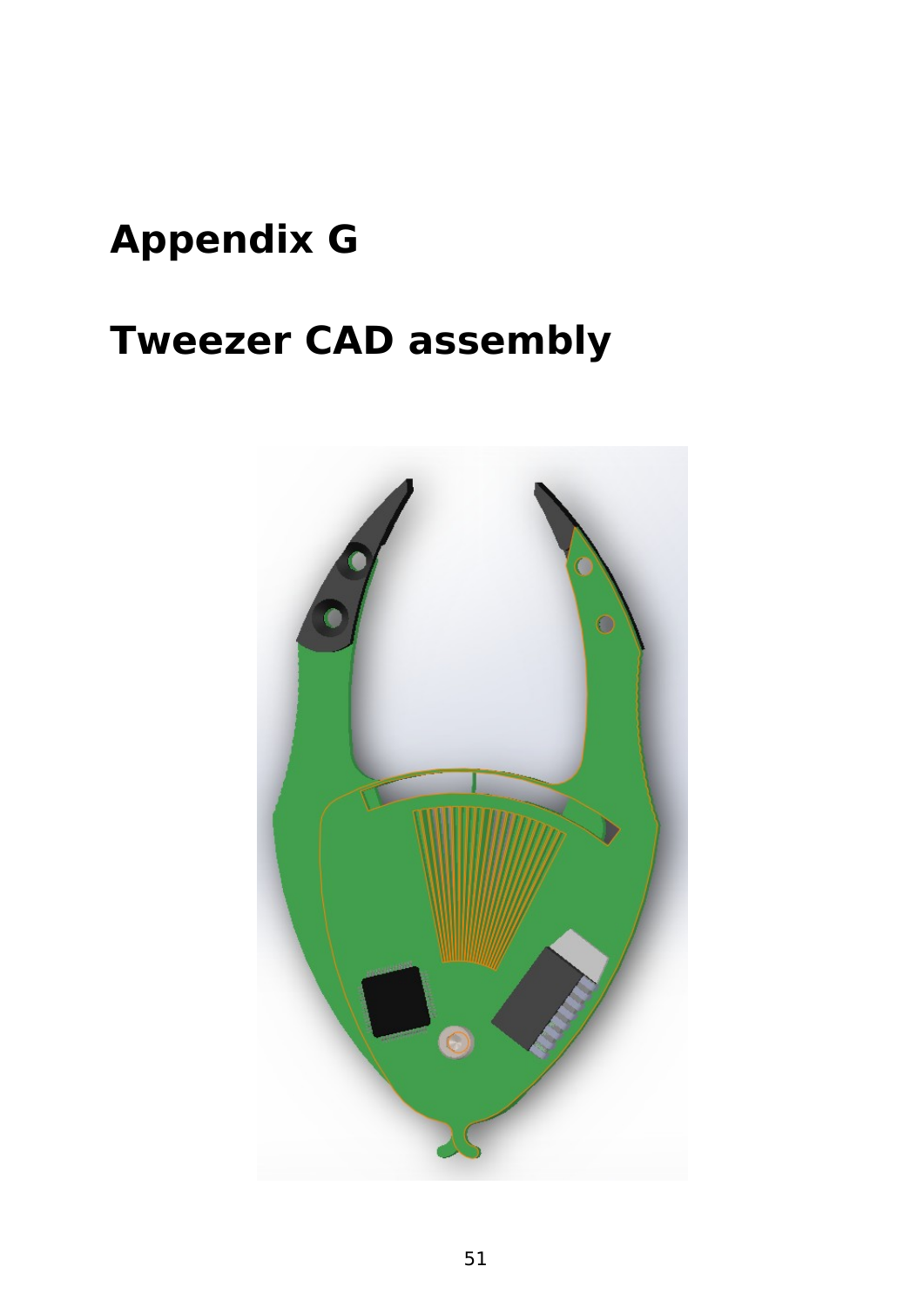# Appendix G

# Tweezer CAD assembly